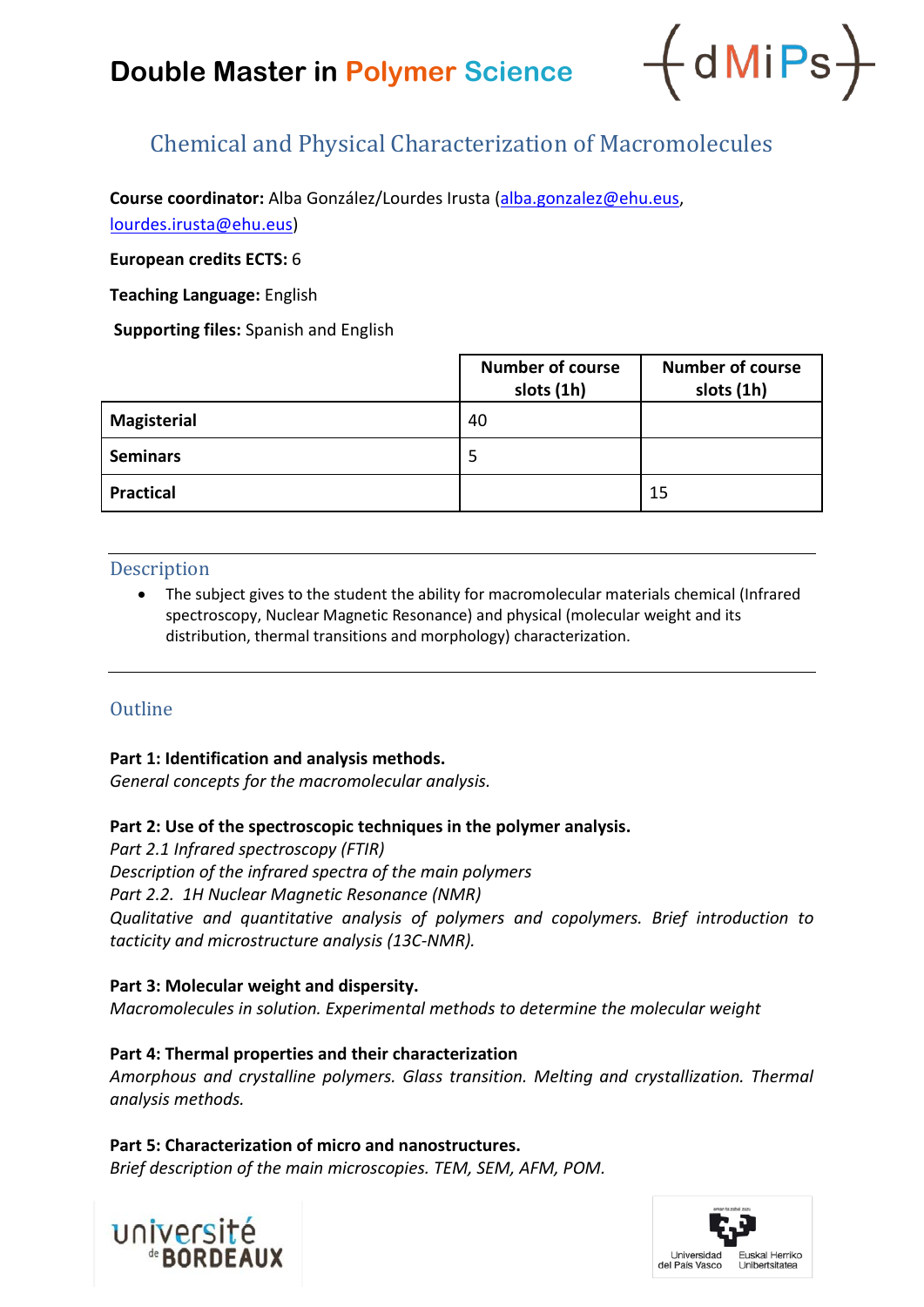# Double Master in Polymer Science

{dMiPs}

## Chemical and Physical Characterization of Macromolecules

**Course coordinator:** Alba González/Lourdes Irusta (alba.gonzalez@ehu.eus, lourdes.irusta@ehu.eus)

**European credits ECTS:** 6

**Teaching Language:** English

**Supporting files:** Spanish and English

| | Number of course slots (1h) | Number of course slots (1h) |
|---|---|---|
| **Magisterial** | 40 | |
| **Seminars** | 5 | |
| **Practical** | | 15 |

### Description

- The subject gives to the student the ability for macromolecular materials chemical (Infrared spectroscopy, Nuclear Magnetic Resonance) and physical (molecular weight and its distribution, thermal transitions and morphology) characterization.

### Outline

**Part 1: Identification and analysis methods.**
*General concepts for the macromolecular analysis.*

**Part 2: Use of the spectroscopic techniques in the polymer analysis.**
*Part 2.1 Infrared spectroscopy (FTIR)*
*Description of the infrared spectra of the main polymers*
*Part 2.2. 1H Nuclear Magnetic Resonance (NMR)*
*Qualitative and quantitative analysis of polymers and copolymers. Brief introduction to tacticity and microstructure analysis (13C-NMR).*

**Part 3: Molecular weight and dispersity.**
*Macromolecules in solution. Experimental methods to determine the molecular weight*

**Part 4: Thermal properties and their characterization**
*Amorphous and crystalline polymers. Glass transition. Melting and crystallization. Thermal analysis methods.*

**Part 5: Characterization of micro and nanostructures.**
*Brief description of the main microscopies. TEM, SEM, AFM, POM.*

université de BORDEAUX

Universidad del País Vasco / Euskal Herriko Unibertsitatea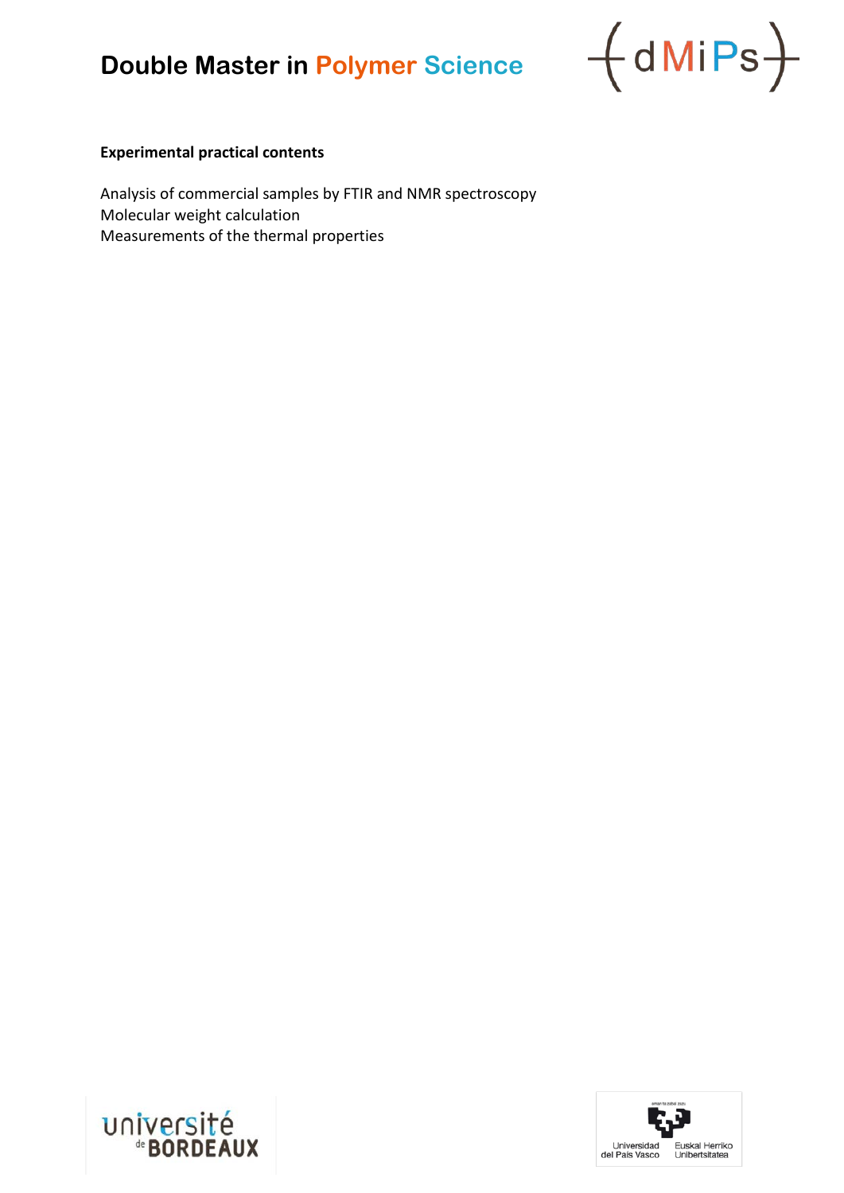**Experimental practical contents**

Analysis of commercial samples by FTIR and NMR spectroscopy
Molecular weight calculation
Measurements of the thermal properties